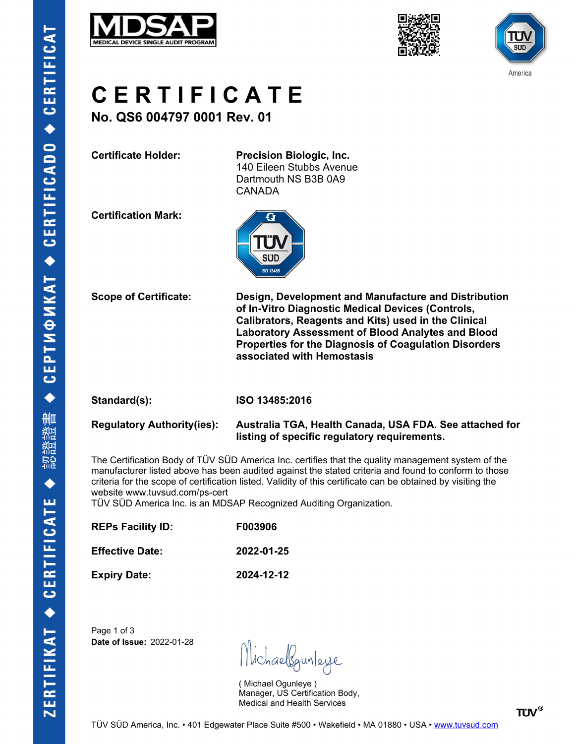MDSAP
MEDICAL DEVICE SINGLE AUDIT PROGRAM

# CERTIFICATE

## No. QS6 004797 0001 Rev. 01

**Certificate Holder:** **Precision Biologic, Inc.**
140 Eileen Stubbs Avenue
Dartmouth NS B3B 0A9
CANADA

**Certification Mark:**

**Scope of Certificate:** **Design, Development and Manufacture and Distribution of In-Vitro Diagnostic Medical Devices (Controls, Calibrators, Reagents and Kits) used in the Clinical Laboratory Assessment of Blood Analytes and Blood Properties for the Diagnosis of Coagulation Disorders associated with Hemostasis**

**Standard(s):** **ISO 13485:2016**

**Regulatory Authority(ies):** **Australia TGA, Health Canada, USA FDA. See attached for listing of specific regulatory requirements.**

The Certification Body of TÜV SÜD America Inc. certifies that the quality management system of the manufacturer listed above has been audited against the stated criteria and found to conform to those criteria for the scope of certification listed. Validity of this certificate can be obtained by visiting the website www.tuvsud.com/ps-cert
TÜV SÜD America Inc. is an MDSAP Recognized Auditing Organization.

**REPs Facility ID:** **F003906**

**Effective Date:** **2022-01-25**

**Expiry Date:** **2024-12-12**

**Date of Issue:** 2022-01-28

( Michael Ogunleye )
Manager, US Certification Body,
Medical and Health Services

TÜV SÜD America, Inc. • 401 Edgewater Place Suite #500 • Wakefield • MA 01880 • USA • www.tuvsud.com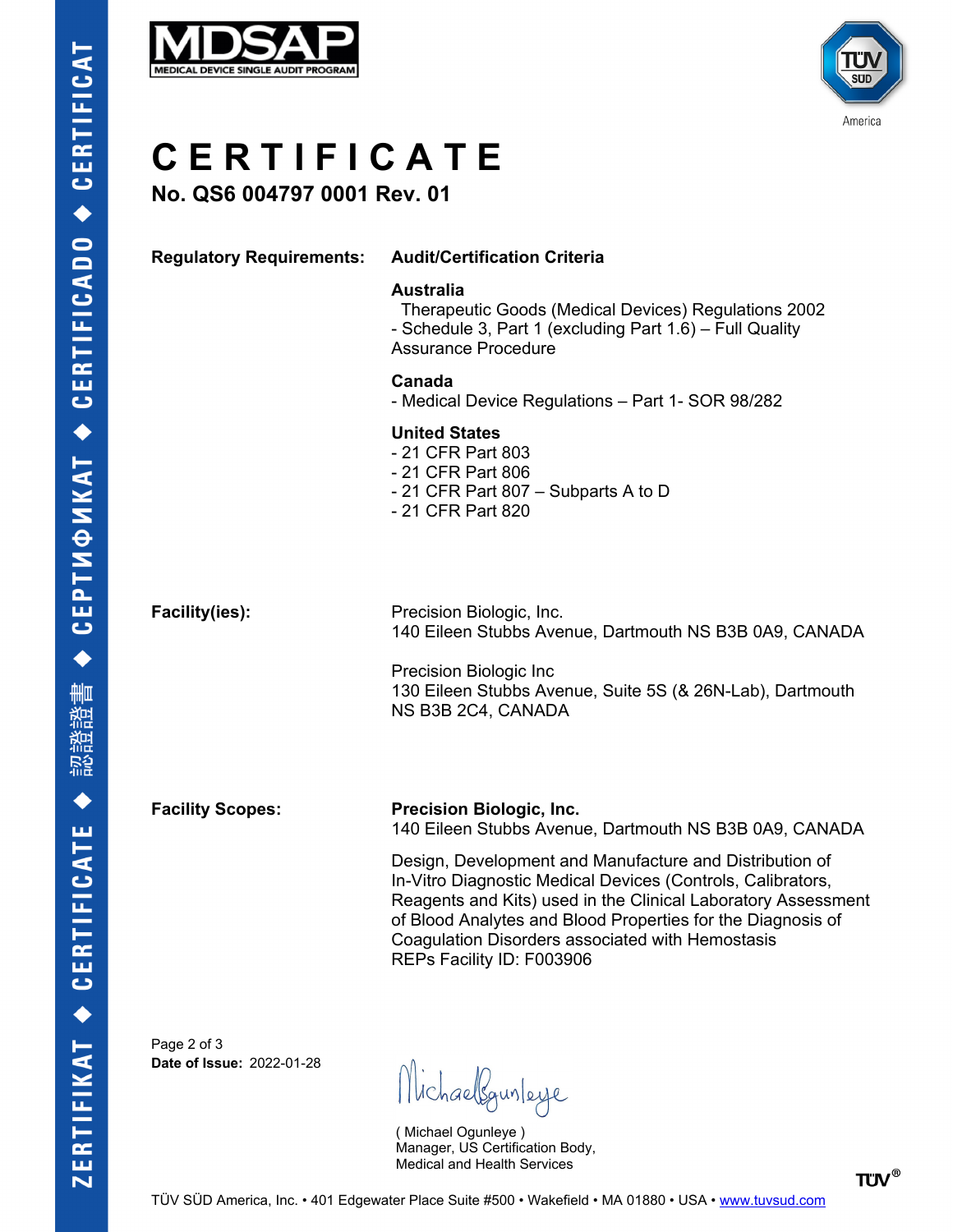MDSAP
MEDICAL DEVICE SINGLE AUDIT PROGRAM

TÜV SÜD America

# CERTIFICATE

**No. QS6 004797 0001 Rev. 01**

| | |
|---|---|
| **Regulatory Requirements:** | **Audit/Certification Criteria** |
| | **Australia**<br>Therapeutic Goods (Medical Devices) Regulations 2002<br>- Schedule 3, Part 1 (excluding Part 1.6) – Full Quality Assurance Procedure |
| | **Canada**<br>- Medical Device Regulations – Part 1- SOR 98/282 |
| | **United States**<br>- 21 CFR Part 803<br>- 21 CFR Part 806<br>- 21 CFR Part 807 – Subparts A to D<br>- 21 CFR Part 820 |
| **Facility(ies):** | Precision Biologic, Inc.<br>140 Eileen Stubbs Avenue, Dartmouth NS B3B 0A9, CANADA |
| | Precision Biologic Inc<br>130 Eileen Stubbs Avenue, Suite 5S (& 26N-Lab), Dartmouth NS B3B 2C4, CANADA |
| **Facility Scopes:** | **Precision Biologic, Inc.**<br>140 Eileen Stubbs Avenue, Dartmouth NS B3B 0A9, CANADA |
| | Design, Development and Manufacture and Distribution of In-Vitro Diagnostic Medical Devices (Controls, Calibrators, Reagents and Kits) used in the Clinical Laboratory Assessment of Blood Analytes and Blood Properties for the Diagnosis of Coagulation Disorders associated with Hemostasis<br>REPs Facility ID: F003906 |

**Date of Issue:** 2022-01-28

( Michael Ogunleye )
Manager, US Certification Body,
Medical and Health Services

TÜV SÜD America, Inc. • 401 Edgewater Place Suite #500 • Wakefield • MA 01880 • USA • www.tuvsud.com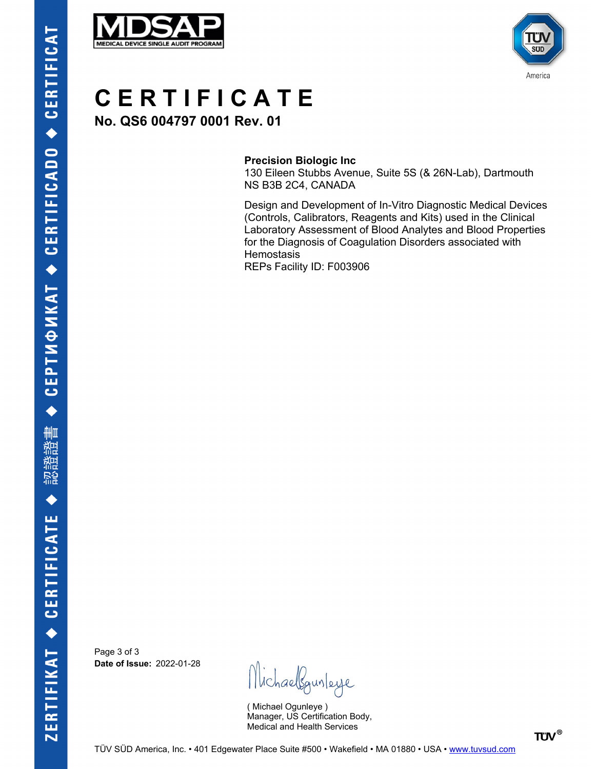# CERTIFICATE

**No. QS6 004797 0001 Rev. 01**

**Precision Biologic Inc**
130 Eileen Stubbs Avenue, Suite 5S (& 26N-Lab), Dartmouth
NS B3B 2C4, CANADA

Design and Development of In-Vitro Diagnostic Medical Devices (Controls, Calibrators, Reagents and Kits) used in the Clinical Laboratory Assessment of Blood Analytes and Blood Properties for the Diagnosis of Coagulation Disorders associated with Hemostasis
REPs Facility ID: F003906

**Date of Issue:** 2022-01-28

( Michael Ogunleye )
Manager, US Certification Body,
Medical and Health Services

TÜV SÜD America, Inc. • 401 Edgewater Place Suite #500 • Wakefield • MA 01880 • USA • www.tuvsud.com